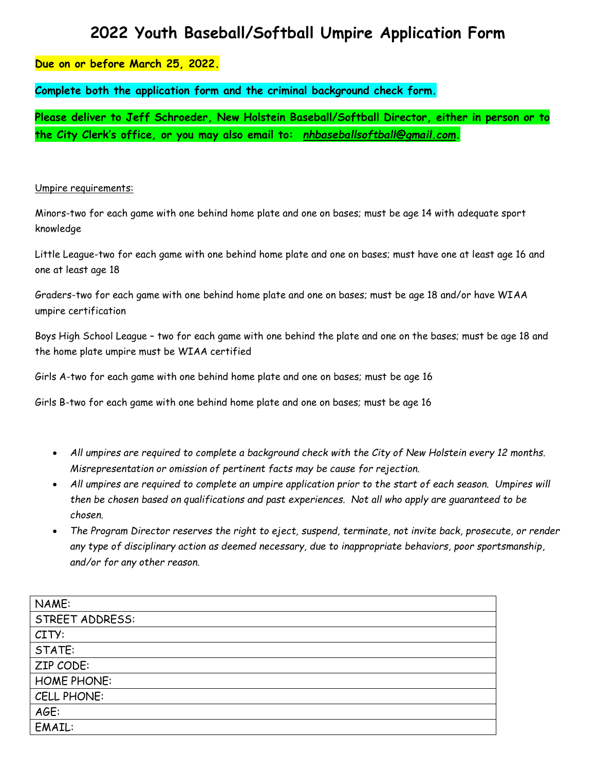# 2022 Youth Baseball/Softball Umpire Application Form

**Due on or before March 25, 2022.**

**Complete both the application form and the criminal background check form.**

**Please deliver to Jeff Schroeder, New Holstein Baseball/Softball Director, either in person or to the City Clerk's office, or you may also email to: *nhbaseballsoftball@gmail.com*.**

Umpire requirements:

Minors-two for each game with one behind home plate and one on bases; must be age 14 with adequate sport knowledge

Little League-two for each game with one behind home plate and one on bases; must have one at least age 16 and one at least age 18

Graders-two for each game with one behind home plate and one on bases; must be age 18 and/or have WIAA umpire certification

Boys High School League – two for each game with one behind the plate and one on the bases; must be age 18 and the home plate umpire must be WIAA certified

Girls A-two for each game with one behind home plate and one on bases; must be age 16

Girls B-two for each game with one behind home plate and one on bases; must be age 16

- *All umpires are required to complete a background check with the City of New Holstein every 12 months. Misrepresentation or omission of pertinent facts may be cause for rejection.*
- *All umpires are required to complete an umpire application prior to the start of each season. Umpires will then be chosen based on qualifications and past experiences. Not all who apply are guaranteed to be chosen.*
- *The Program Director reserves the right to eject, suspend, terminate, not invite back, prosecute, or render any type of disciplinary action as deemed necessary, due to inappropriate behaviors, poor sportsmanship, and/or for any other reason.*

| NAME: |
|---|
| STREET ADDRESS: |
| CITY: |
| STATE: |
| ZIP CODE: |
| HOME PHONE: |
| CELL PHONE: |
| AGE: |
| EMAIL: |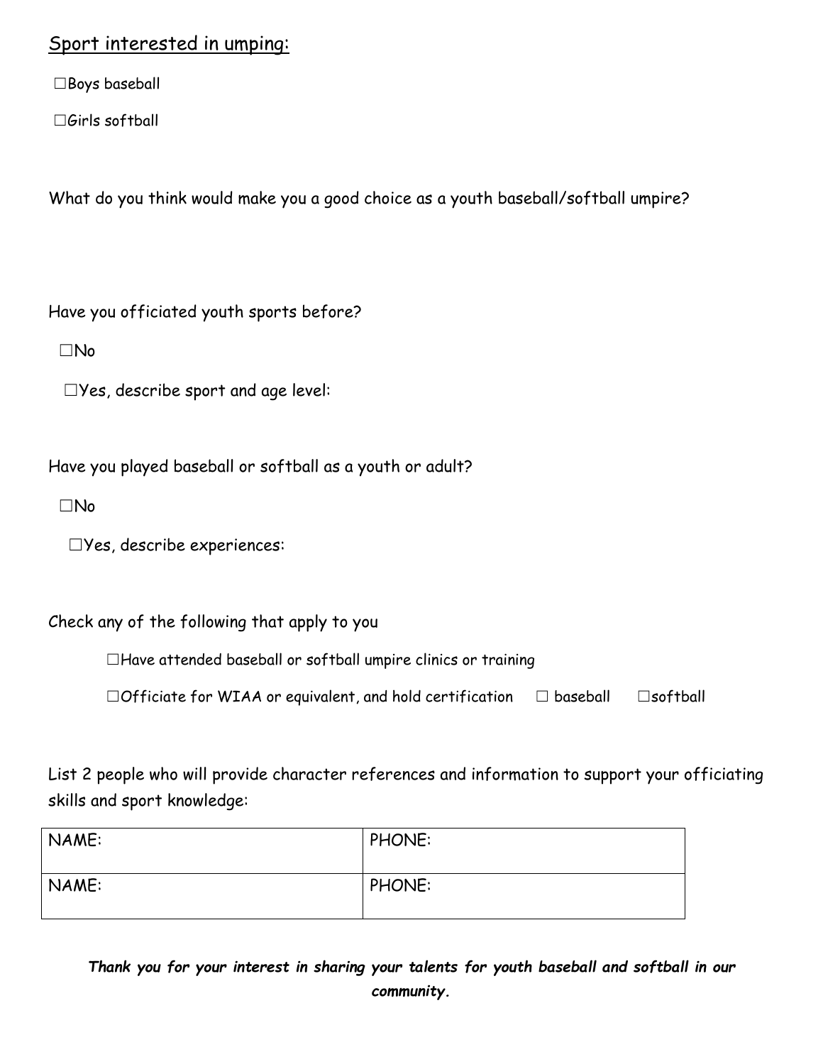Sport interested in umping:

☐Boys baseball

☐Girls softball

What do you think would make you a good choice as a youth baseball/softball umpire?

Have you officiated youth sports before?

☐No

☐Yes, describe sport and age level:

Have you played baseball or softball as a youth or adult?

☐No

☐Yes, describe experiences:

Check any of the following that apply to you

☐Have attended baseball or softball umpire clinics or training

☐Officiate for WIAA or equivalent, and hold certification ☐ baseball ☐softball

List 2 people who will provide character references and information to support your officiating skills and sport knowledge:

| | |
|---|---|
| NAME: | PHONE: |
| NAME: | PHONE: |

***Thank you for your interest in sharing your talents for youth baseball and softball in our community.***